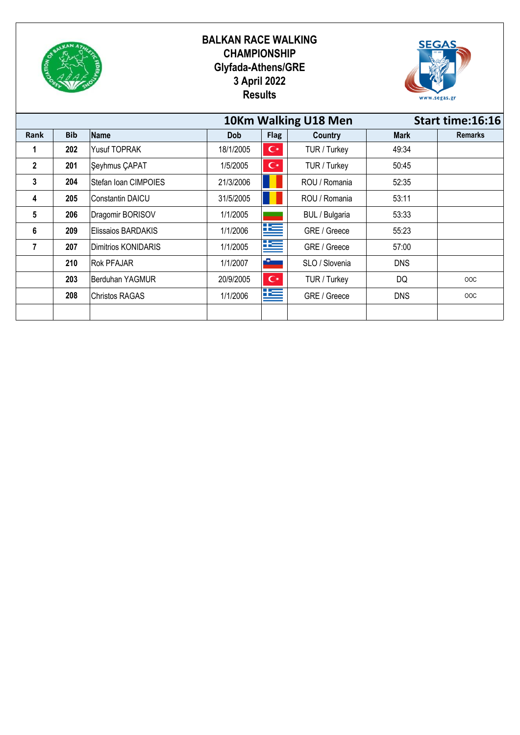# BALKAN RACE WALKING CHAMPIONSHIP

**Glyfada-Athens/GRE**

**3 April 2022**

**Results**

## 10Km Walking U18 Men — Start time:16:16

| Rank | Bib | Name | Dob | Flag | Country | Mark | Remarks |
|---|---|---|---|---|---|---|---|
| 1 | 202 | Yusuf TOPRAK | 18/1/2005 | | TUR / Turkey | 49:34 | |
| 2 | 201 | Şeyhmus ÇAPAT | 1/5/2005 | | TUR / Turkey | 50:45 | |
| 3 | 204 | Stefan Ioan CIMPOIES | 21/3/2006 | | ROU / Romania | 52:35 | |
| 4 | 205 | Constantin DAICU | 31/5/2005 | | ROU / Romania | 53:11 | |
| 5 | 206 | Dragomir BORISOV | 1/1/2005 | | BUL / Bulgaria | 53:33 | |
| 6 | 209 | Elissaios BARDAKIS | 1/1/2006 | | GRE / Greece | 55:23 | |
| 7 | 207 | Dimitrios KONIDARIS | 1/1/2005 | | GRE / Greece | 57:00 | |
| | 210 | Rok PFAJAR | 1/1/2007 | | SLO / Slovenia | DNS | |
| | 203 | Berduhan YAGMUR | 20/9/2005 | | TUR / Turkey | DQ | OOC |
| | 208 | Christos RAGAS | 1/1/2006 | | GRE / Greece | DNS | OOC |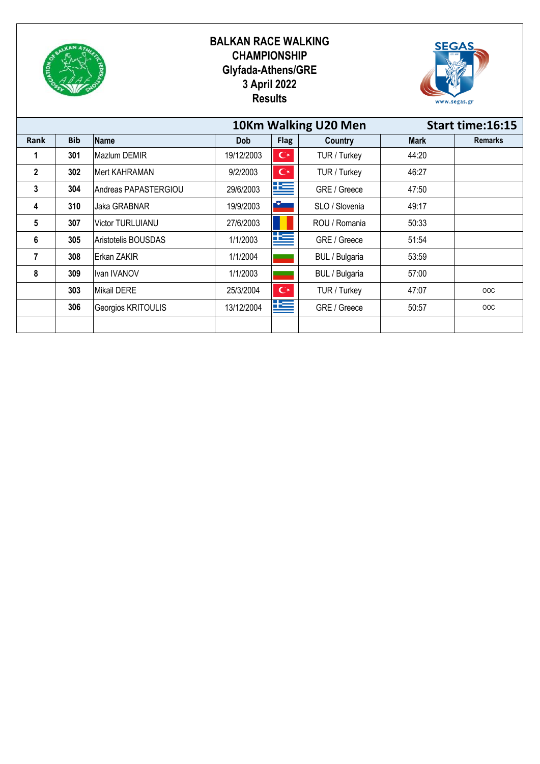# BALKAN RACE WALKING CHAMPIONSHIP
## Glyfada-Athens/GRE
## 3 April 2022
## Results

**10Km Walking U20 Men** — **Start time:16:15**

| Rank | Bib | Name | Dob | Flag | Country | Mark | Remarks |
|---|---|---|---|---|---|---|---|
| 1 | 301 | Mazlum DEMIR | 19/12/2003 | | TUR / Turkey | 44:20 | |
| 2 | 302 | Mert KAHRAMAN | 9/2/2003 | | TUR / Turkey | 46:27 | |
| 3 | 304 | Andreas PAPASTERGIOU | 29/6/2003 | | GRE / Greece | 47:50 | |
| 4 | 310 | Jaka GRABNAR | 19/9/2003 | | SLO / Slovenia | 49:17 | |
| 5 | 307 | Victor TURLUIANU | 27/6/2003 | | ROU / Romania | 50:33 | |
| 6 | 305 | Aristotelis BOUSDAS | 1/1/2003 | | GRE / Greece | 51:54 | |
| 7 | 308 | Erkan ZAKIR | 1/1/2004 | | BUL / Bulgaria | 53:59 | |
| 8 | 309 | Ivan IVANOV | 1/1/2003 | | BUL / Bulgaria | 57:00 | |
| | 303 | Mikail DERE | 25/3/2004 | | TUR / Turkey | 47:07 | OOC |
| | 306 | Georgios KRITOULIS | 13/12/2004 | | GRE / Greece | 50:57 | OOC |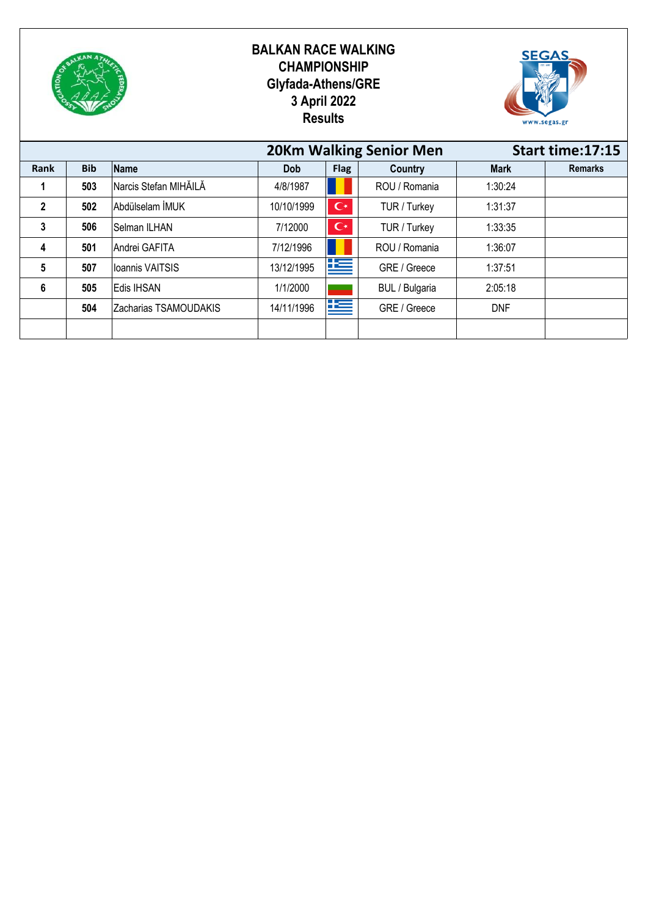# BALKAN RACE WALKING CHAMPIONSHIP
## Glyfada-Athens/GRE
## 3 April 2022
## Results

**20Km Walking Senior Men** — **Start time:17:15**

| Rank | Bib | Name | Dob | Flag | Country | Mark | Remarks |
|---|---|---|---|---|---|---|---|
| 1 | 503 | Narcis Stefan MIHĂILĂ | 4/8/1987 | | ROU / Romania | 1:30:24 | |
| 2 | 502 | Abdülselam İMUK | 10/10/1999 | | TUR / Turkey | 1:31:37 | |
| 3 | 506 | Selman ILHAN | 7/12000 | | TUR / Turkey | 1:33:35 | |
| 4 | 501 | Andrei GAFITA | 7/12/1996 | | ROU / Romania | 1:36:07 | |
| 5 | 507 | Ioannis VAITSIS | 13/12/1995 | | GRE / Greece | 1:37:51 | |
| 6 | 505 | Edis IHSAN | 1/1/2000 | | BUL / Bulgaria | 2:05:18 | |
| | 504 | Zacharias TSAMOUDAKIS | 14/11/1996 | | GRE / Greece | DNF | |
| | | | | | | | |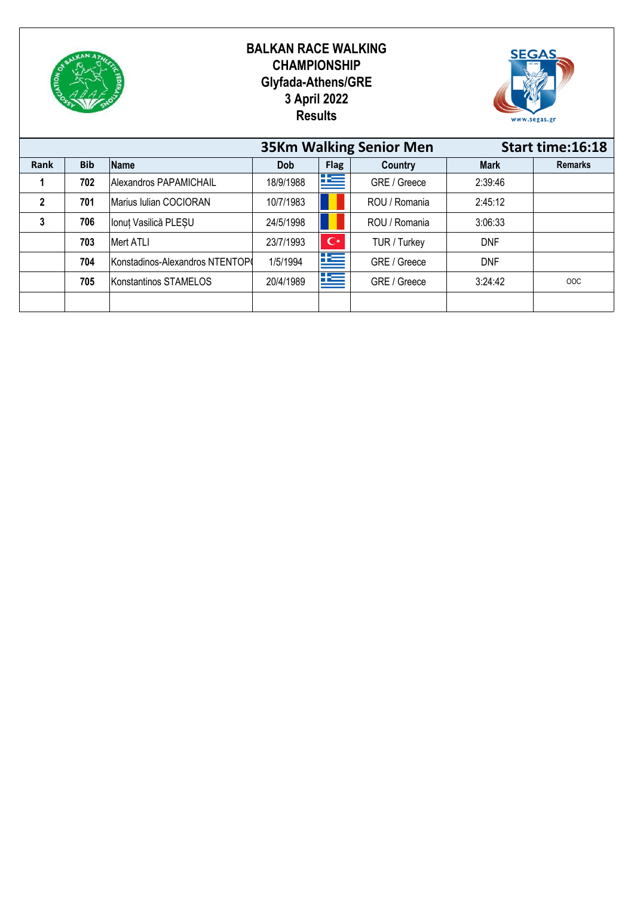# BALKAN RACE WALKING CHAMPIONSHIP
## Glyfada-Athens/GRE
## 3 April 2022
## Results

**35Km Walking Senior Men** — **Start time:16:18**

| Rank | Bib | Name | Dob | Flag | Country | Mark | Remarks |
|---|---|---|---|---|---|---|---|
| 1 | 702 | Alexandros PAPAMICHAIL | 18/9/1988 | | GRE / Greece | 2:39:46 | |
| 2 | 701 | Marius Iulian COCIORAN | 10/7/1983 | | ROU / Romania | 2:45:12 | |
| 3 | 706 | Ionuț Vasilică PLEȘU | 24/5/1998 | | ROU / Romania | 3:06:33 | |
| | 703 | Mert ATLI | 23/7/1993 | | TUR / Turkey | DNF | |
| | 704 | Konstadinos-Alexandros NTENTOP( | 1/5/1994 | | GRE / Greece | DNF | |
| | 705 | Konstantinos STAMELOS | 20/4/1989 | | GRE / Greece | 3:24:42 | OOC |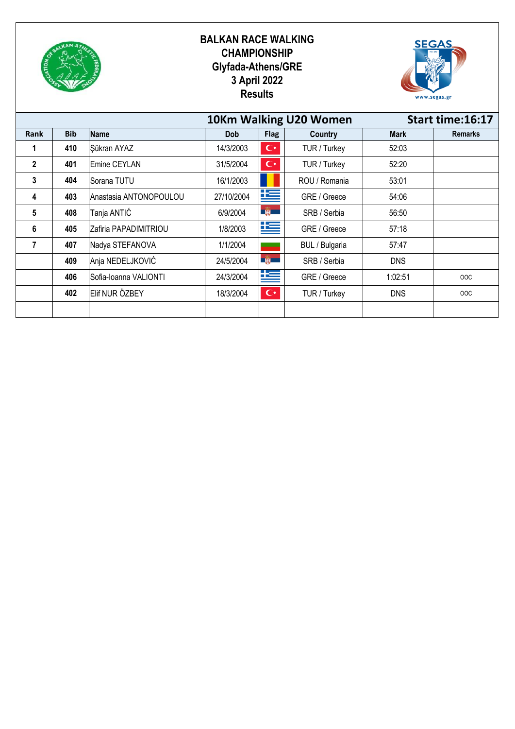# BALKAN RACE WALKING CHAMPIONSHIP
## Glyfada-Athens/GRE
## 3 April 2022
## Results

| 10Km Walking U20 Women | | | | | | Start time:16:17 | |
|---|---|---|---|---|---|---|---|
| **Rank** | **Bib** | **Name** | **Dob** | **Flag** | **Country** | **Mark** | **Remarks** |
| 1 | 410 | Şükran AYAZ | 14/3/2003 | | TUR / Turkey | 52:03 | |
| 2 | 401 | Emine CEYLAN | 31/5/2004 | | TUR / Turkey | 52:20 | |
| 3 | 404 | Sorana TUTU | 16/1/2003 | | ROU / Romania | 53:01 | |
| 4 | 403 | Anastasia ANTONOPOULOU | 27/10/2004 | | GRE / Greece | 54:06 | |
| 5 | 408 | Tanja ANTIĆ | 6/9/2004 | | SRB / Serbia | 56:50 | |
| 6 | 405 | Zafiria PAPADIMITRIOU | 1/8/2003 | | GRE / Greece | 57:18 | |
| 7 | 407 | Nadya STEFANOVA | 1/1/2004 | | BUL / Bulgaria | 57:47 | |
| | 409 | Anja NEDELJKOVIĆ | 24/5/2004 | | SRB / Serbia | DNS | |
| | 406 | Sofia-Ioanna VALIONTI | 24/3/2004 | | GRE / Greece | 1:02:51 | OOC |
| | 402 | Elif NUR ÖZBEY | 18/3/2004 | | TUR / Turkey | DNS | OOC |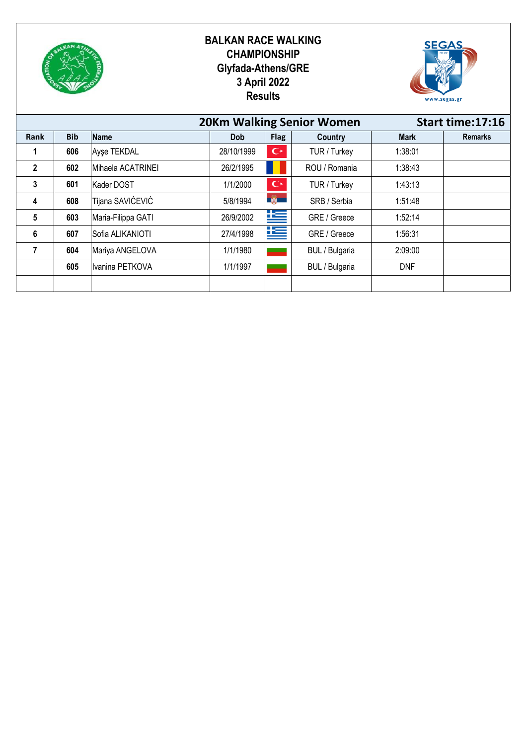# BALKAN RACE WALKING CHAMPIONSHIP
## Glyfada-Athens/GRE
## 3 April 2022
## Results

### 20Km Walking Senior Women — Start time:17:16

| Rank | Bib | Name | Dob | Flag | Country | Mark | Remarks |
|---|---|---|---|---|---|---|---|
| 1 | 606 | Ayşe TEKDAL | 28/10/1999 | | TUR / Turkey | 1:38:01 | |
| 2 | 602 | Mihaela ACATRINEI | 26/2/1995 | | ROU / Romania | 1:38:43 | |
| 3 | 601 | Kader DOST | 1/1/2000 | | TUR / Turkey | 1:43:13 | |
| 4 | 608 | Tijana SAVIĆEVIĆ | 5/8/1994 | | SRB / Serbia | 1:51:48 | |
| 5 | 603 | Maria-Filippa GATI | 26/9/2002 | | GRE / Greece | 1:52:14 | |
| 6 | 607 | Sofia ALIKANIOTI | 27/4/1998 | | GRE / Greece | 1:56:31 | |
| 7 | 604 | Mariya ANGELOVA | 1/1/1980 | | BUL / Bulgaria | 2:09:00 | |
| | 605 | Ivanina PETKOVA | 1/1/1997 | | BUL / Bulgaria | DNF | |
| | | | | | | | |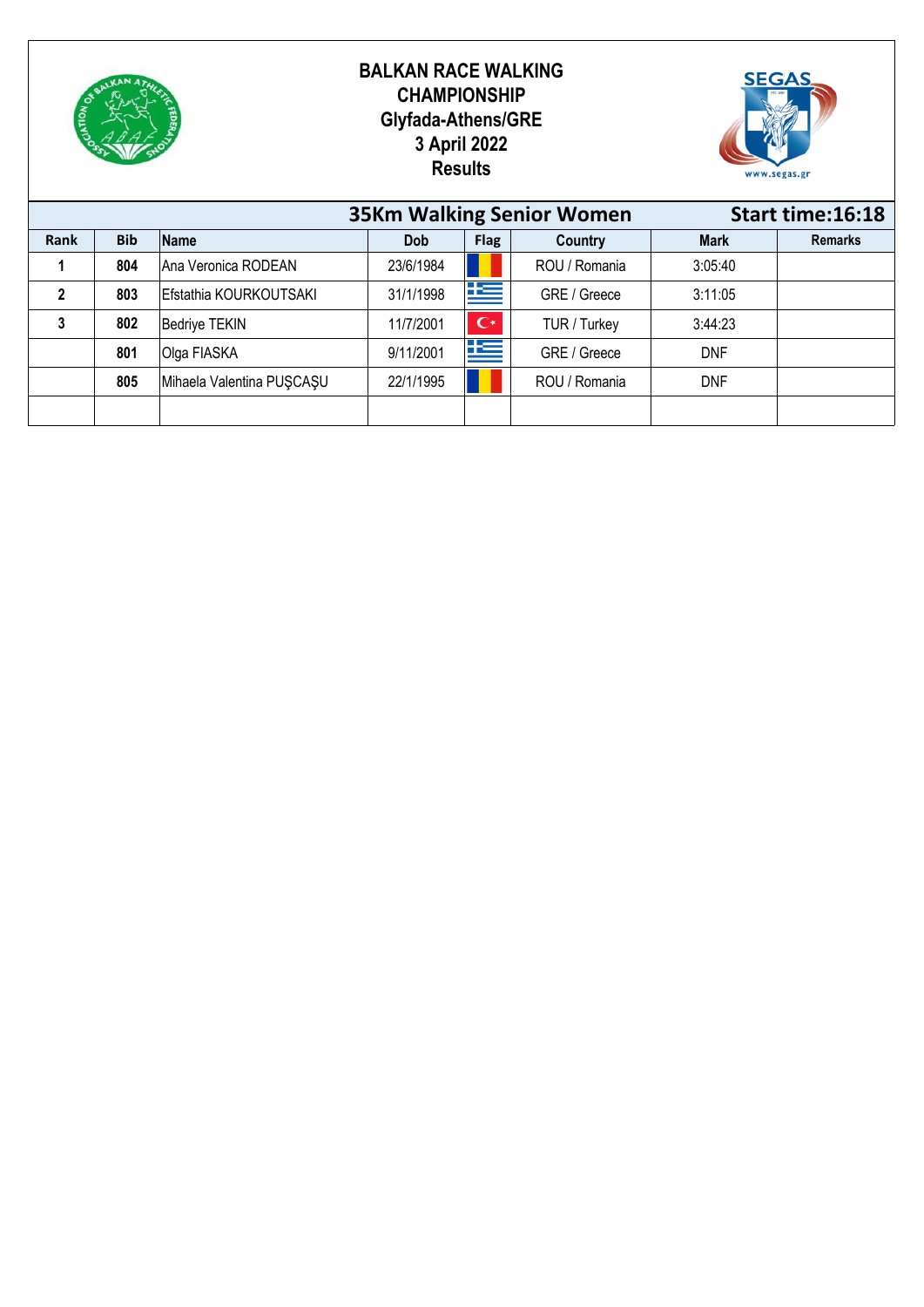# BALKAN RACE WALKING CHAMPIONSHIP

**Glyfada-Athens/GRE**

**3 April 2022**

**Results**

## 35Km Walking Senior Women

**Start time:16:18**

| Rank | Bib | Name | Dob | Flag | Country | Mark | Remarks |
|---|---|---|---|---|---|---|---|
| 1 | 804 | Ana Veronica RODEAN | 23/6/1984 | | ROU / Romania | 3:05:40 | |
| 2 | 803 | Efstathia KOURKOUTSAKI | 31/1/1998 | | GRE / Greece | 3:11:05 | |
| 3 | 802 | Bedriye TEKIN | 11/7/2001 | | TUR / Turkey | 3:44:23 | |
| | 801 | Olga FIASKA | 9/11/2001 | | GRE / Greece | DNF | |
| | 805 | Mihaela Valentina PUŞCAŞU | 22/1/1995 | | ROU / Romania | DNF | |
| | | | | | | | |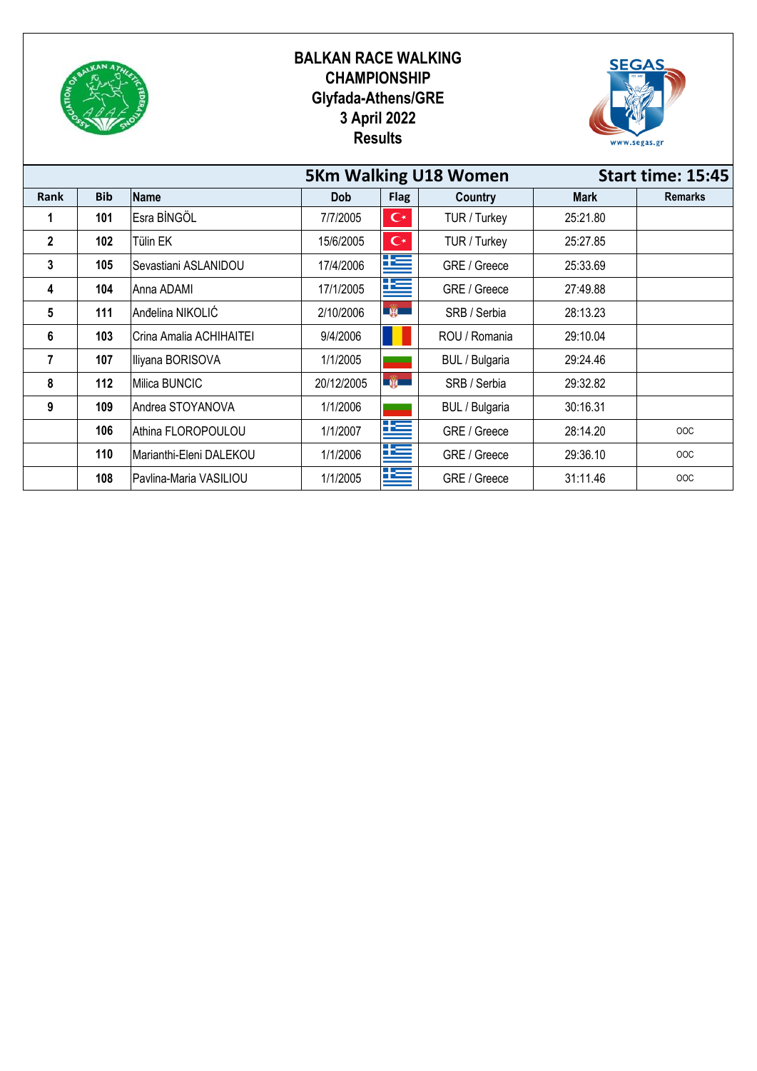# BALKAN RACE WALKING CHAMPIONSHIP
## Glyfada-Athens/GRE
## 3 April 2022
## Results

### 5Km Walking U18 Women — Start time: 15:45

| Rank | Bib | Name | Dob | Flag | Country | Mark | Remarks |
|---|---|---|---|---|---|---|---|
| 1 | 101 | Esra BİNGÖL | 7/7/2005 | | TUR / Turkey | 25:21.80 | |
| 2 | 102 | Tülin EK | 15/6/2005 | | TUR / Turkey | 25:27.85 | |
| 3 | 105 | Sevastiani ASLANIDOU | 17/4/2006 | | GRE / Greece | 25:33.69 | |
| 4 | 104 | Anna ADAMI | 17/1/2005 | | GRE / Greece | 27:49.88 | |
| 5 | 111 | Anđelina NIKOLIĆ | 2/10/2006 | | SRB / Serbia | 28:13.23 | |
| 6 | 103 | Crina Amalia ACHIHAITEI | 9/4/2006 | | ROU / Romania | 29:10.04 | |
| 7 | 107 | Iliyana BORISOVA | 1/1/2005 | | BUL / Bulgaria | 29:24.46 | |
| 8 | 112 | Milica BUNCIC | 20/12/2005 | | SRB / Serbia | 29:32.82 | |
| 9 | 109 | Andrea STOYANOVA | 1/1/2006 | | BUL / Bulgaria | 30:16.31 | |
| | 106 | Athina FLOROPOULOU | 1/1/2007 | | GRE / Greece | 28:14.20 | OOC |
| | 110 | Marianthi-Eleni DALEKOU | 1/1/2006 | | GRE / Greece | 29:36.10 | OOC |
| | 108 | Pavlina-Maria VASILIOU | 1/1/2005 | | GRE / Greece | 31:11.46 | OOC |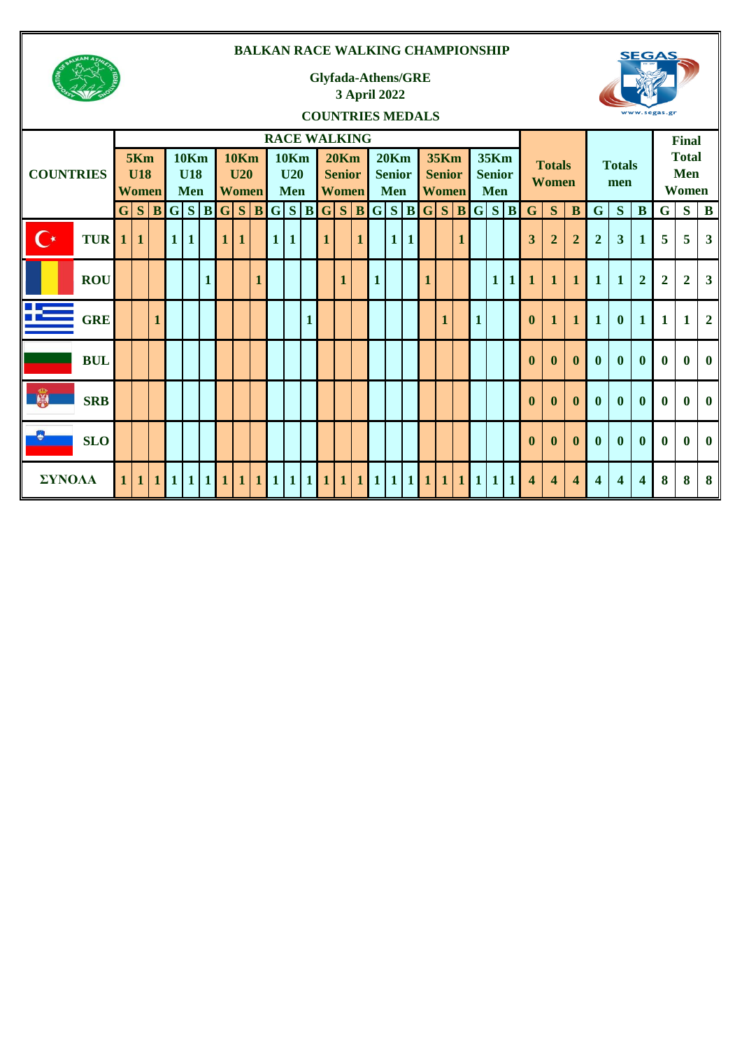# BALKAN RACE WALKING CHAMPIONSHIP

## Glyfada-Athens/GRE
## 3 April 2022

## COUNTRIES MEDALS

| COUNTRIES | RACE WALKING | | | | | | | | | | | | | | | | | | | | | | | | Totals Women | | | Totals men | | | Final Total Men Women | | |
|---|---|---|---|---|---|---|---|---|---|---|---|---|---|---|---|---|---|---|---|---|---|---|---|---|---|---|---|---|---|---|---|---|---|
| | 5Km U18 Women | | | 10Km U18 Men | | | 10Km U20 Women | | | 10Km U20 Men | | | 20Km Senior Women | | | 20Km Senior Men | | | 35Km Senior Women | | | 35Km Senior Men | | | | | | | | | | | |
| | G | S | B | G | S | B | G | S | B | G | S | B | G | S | B | G | S | B | G | S | B | G | S | B | G | S | B | G | S | B | G | S | B |
| TUR | 1 | 1 | | 1 | 1 | | 1 | 1 | | 1 | 1 | | 1 | | 1 | | 1 | 1 | | | 1 | | | | 3 | 2 | 2 | 2 | 3 | 1 | 5 | 5 | 3 |
| ROU | | | | | | 1 | | | 1 | | | | | 1 | | 1 | | | 1 | | | | 1 | 1 | 1 | 1 | 1 | 1 | 1 | 2 | 2 | 2 | 3 |
| GRE | | | 1 | | | | | | | | | 1 | | | | | | | | 1 | | 1 | | | 0 | 1 | 1 | 1 | 0 | 1 | 1 | 1 | 2 |
| BUL | | | | | | | | | | | | | | | | | | | | | | | | | 0 | 0 | 0 | 0 | 0 | 0 | 0 | 0 | 0 |
| SRB | | | | | | | | | | | | | | | | | | | | | | | | | 0 | 0 | 0 | 0 | 0 | 0 | 0 | 0 | 0 |
| SLO | | | | | | | | | | | | | | | | | | | | | | | | | 0 | 0 | 0 | 0 | 0 | 0 | 0 | 0 | 0 |
| ΣΥΝΟΛΑ | 1 | 1 | 1 | 1 | 1 | 1 | 1 | 1 | 1 | 1 | 1 | 1 | 1 | 1 | 1 | 1 | 1 | 1 | 1 | 1 | 1 | 1 | 1 | 1 | 4 | 4 | 4 | 4 | 4 | 4 | 8 | 8 | 8 |